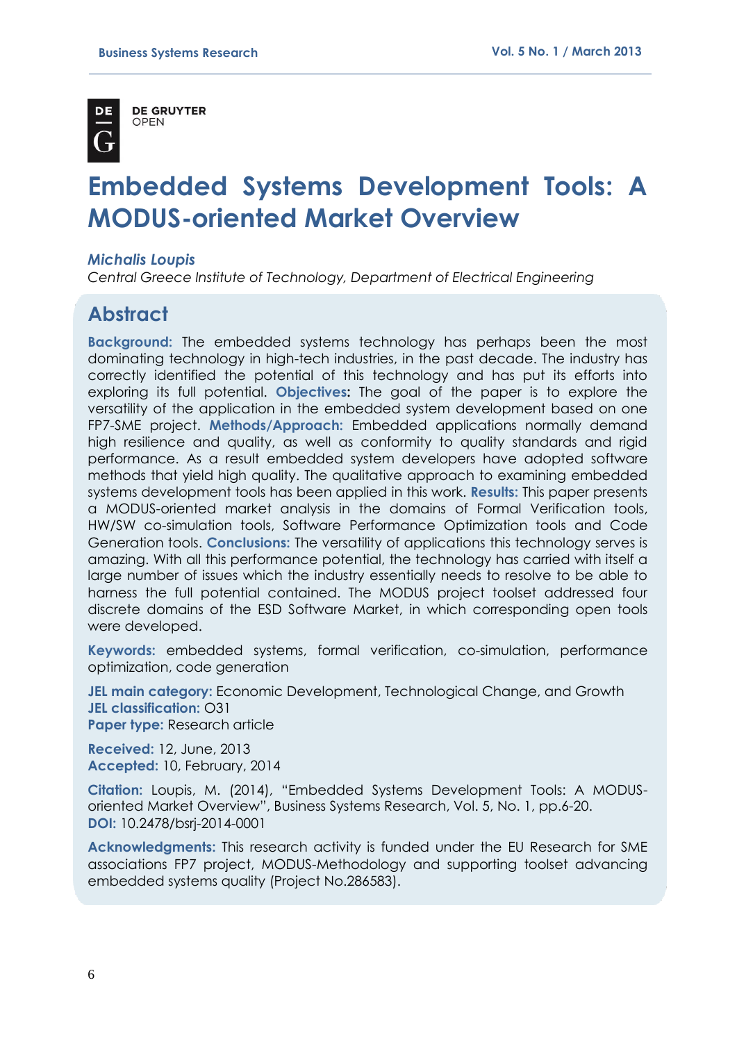DE GRUYTER OPEN

# Embedded Systems Development Tools: A MODUS-oriented Market Overview

*Michalis Loupis*

*Central Greece Institute of Technology, Department of Electrical Engineering*

## Abstract

**Background:** The embedded systems technology has perhaps been the most dominating technology in high-tech industries, in the past decade. The industry has correctly identified the potential of this technology and has put its efforts into exploring its full potential. **Objectives:** The goal of the paper is to explore the versatility of the application in the embedded system development based on one FP7-SME project. **Methods/Approach:** Embedded applications normally demand high resilience and quality, as well as conformity to quality standards and rigid performance. As a result embedded system developers have adopted software methods that yield high quality. The qualitative approach to examining embedded systems development tools has been applied in this work. **Results:** This paper presents a MODUS-oriented market analysis in the domains of Formal Verification tools, HW/SW co-simulation tools, Software Performance Optimization tools and Code Generation tools. **Conclusions:** The versatility of applications this technology serves is amazing. With all this performance potential, the technology has carried with itself a large number of issues which the industry essentially needs to resolve to be able to harness the full potential contained. The MODUS project toolset addressed four discrete domains of the ESD Software Market, in which corresponding open tools were developed.

**Keywords:** embedded systems, formal verification, co-simulation, performance optimization, code generation

**JEL main category:** Economic Development, Technological Change, and Growth
**JEL classification:** O31
**Paper type:** Research article

**Received:** 12, June, 2013
**Accepted:** 10, February, 2014

**Citation:** Loupis, M. (2014), "Embedded Systems Development Tools: A MODUS-oriented Market Overview", Business Systems Research, Vol. 5, No. 1, pp.6-20.
**DOI:** 10.2478/bsrj-2014-0001

**Acknowledgments:** This research activity is funded under the EU Research for SME associations FP7 project, MODUS-Methodology and supporting toolset advancing embedded systems quality (Project No.286583).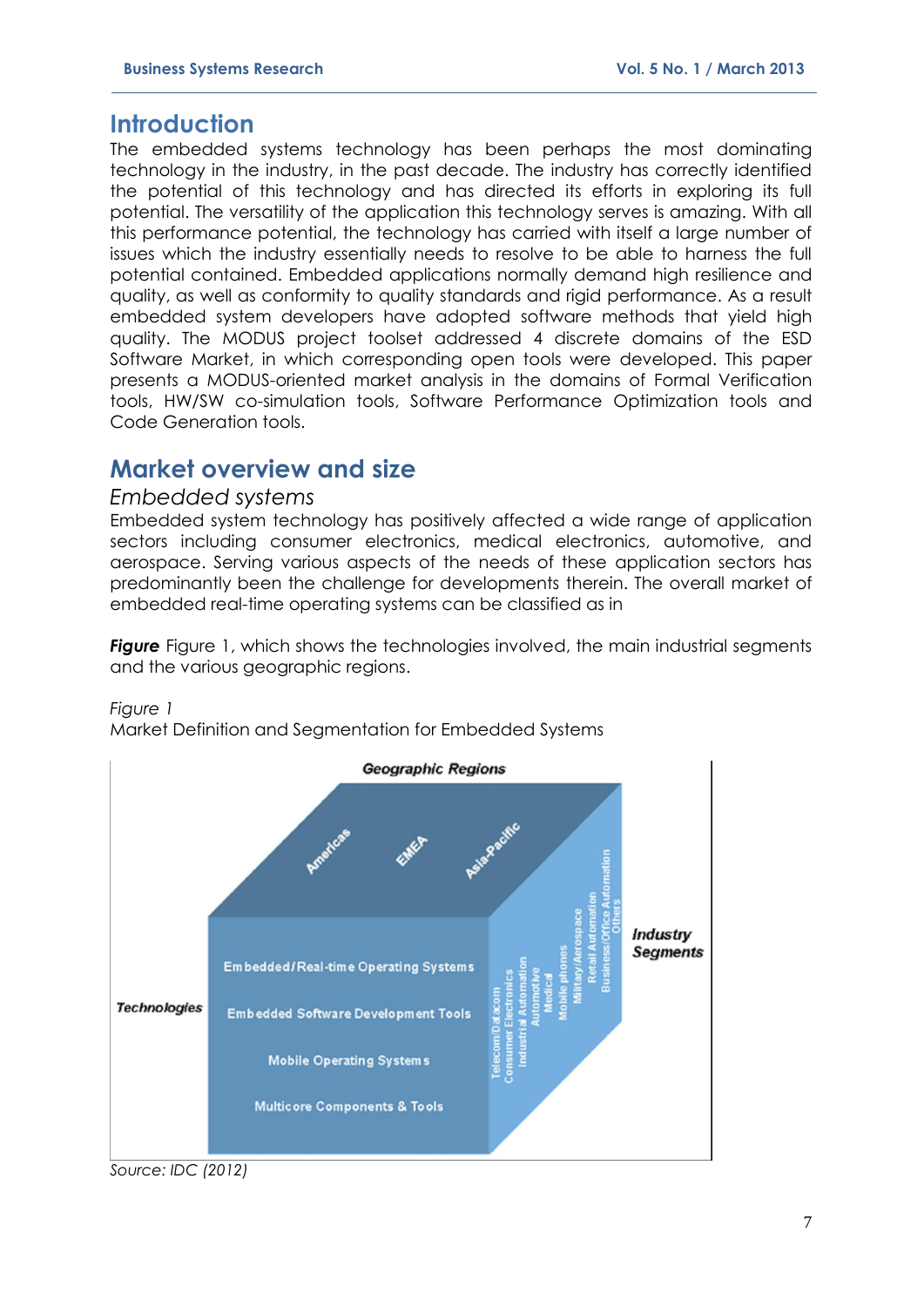## Introduction

The embedded systems technology has been perhaps the most dominating technology in the industry, in the past decade. The industry has correctly identified the potential of this technology and has directed its efforts in exploring its full potential. The versatility of the application this technology serves is amazing. With all this performance potential, the technology has carried with itself a large number of issues which the industry essentially needs to resolve to be able to harness the full potential contained. Embedded applications normally demand high resilience and quality, as well as conformity to quality standards and rigid performance. As a result embedded system developers have adopted software methods that yield high quality. The MODUS project toolset addressed 4 discrete domains of the ESD Software Market, in which corresponding open tools were developed. This paper presents a MODUS-oriented market analysis in the domains of Formal Verification tools, HW/SW co-simulation tools, Software Performance Optimization tools and Code Generation tools.

## Market overview and size

### *Embedded systems*

Embedded system technology has positively affected a wide range of application sectors including consumer electronics, medical electronics, automotive, and aerospace. Serving various aspects of the needs of these application sectors has predominantly been the challenge for developments therein. The overall market of embedded real-time operating systems can be classified as in

***Figure*** Figure 1, which shows the technologies involved, the main industrial segments and the various geographic regions.

*Figure 1*

Market Definition and Segmentation for Embedded Systems

Geographic Regions: Americas, EMEA, Asia-Pacific

Technologies: Embedded/Real-time Operating Systems, Embedded Software Development Tools, Mobile Operating Systems, Multicore Components & Tools

Industry Segments: Telecom/Datacom, Consumer Electronics, Industrial Automation, Automotive, Medical, Mobile phones, Military/Aerospace, Retail Automation, Business/Office Automation, Others

*Source: IDC (2012)*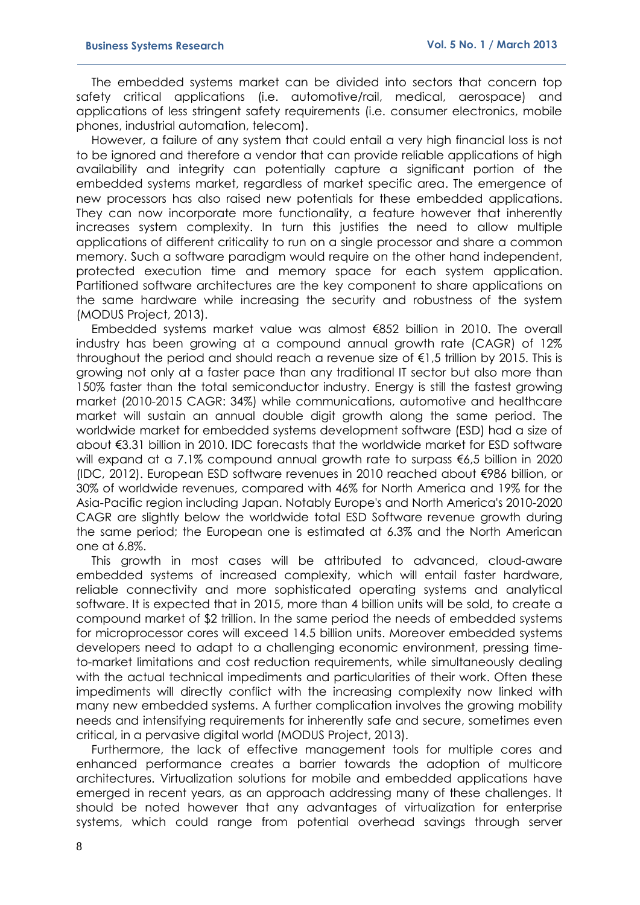The embedded systems market can be divided into sectors that concern top safety critical applications (i.e. automotive/rail, medical, aerospace) and applications of less stringent safety requirements (i.e. consumer electronics, mobile phones, industrial automation, telecom).

However, a failure of any system that could entail a very high financial loss is not to be ignored and therefore a vendor that can provide reliable applications of high availability and integrity can potentially capture a significant portion of the embedded systems market, regardless of market specific area. The emergence of new processors has also raised new potentials for these embedded applications. They can now incorporate more functionality, a feature however that inherently increases system complexity. In turn this justifies the need to allow multiple applications of different criticality to run on a single processor and share a common memory. Such a software paradigm would require on the other hand independent, protected execution time and memory space for each system application. Partitioned software architectures are the key component to share applications on the same hardware while increasing the security and robustness of the system (MODUS Project, 2013).

Embedded systems market value was almost €852 billion in 2010. The overall industry has been growing at a compound annual growth rate (CAGR) of 12% throughout the period and should reach a revenue size of €1,5 trillion by 2015. This is growing not only at a faster pace than any traditional IT sector but also more than 150% faster than the total semiconductor industry. Energy is still the fastest growing market (2010-2015 CAGR: 34%) while communications, automotive and healthcare market will sustain an annual double digit growth along the same period. The worldwide market for embedded systems development software (ESD) had a size of about €3.31 billion in 2010. IDC forecasts that the worldwide market for ESD software will expand at a 7.1% compound annual growth rate to surpass €6,5 billion in 2020 (IDC, 2012). European ESD software revenues in 2010 reached about €986 billion, or 30% of worldwide revenues, compared with 46% for North America and 19% for the Asia-Pacific region including Japan. Notably Europe's and North America's 2010-2020 CAGR are slightly below the worldwide total ESD Software revenue growth during the same period; the European one is estimated at 6.3% and the North American one at 6.8%.

This growth in most cases will be attributed to advanced, cloud-aware embedded systems of increased complexity, which will entail faster hardware, reliable connectivity and more sophisticated operating systems and analytical software. It is expected that in 2015, more than 4 billion units will be sold, to create a compound market of $2 trillion. In the same period the needs of embedded systems for microprocessor cores will exceed 14.5 billion units. Moreover embedded systems developers need to adapt to a challenging economic environment, pressing time-to-market limitations and cost reduction requirements, while simultaneously dealing with the actual technical impediments and particularities of their work. Often these impediments will directly conflict with the increasing complexity now linked with many new embedded systems. A further complication involves the growing mobility needs and intensifying requirements for inherently safe and secure, sometimes even critical, in a pervasive digital world (MODUS Project, 2013).

Furthermore, the lack of effective management tools for multiple cores and enhanced performance creates a barrier towards the adoption of multicore architectures. Virtualization solutions for mobile and embedded applications have emerged in recent years, as an approach addressing many of these challenges. It should be noted however that any advantages of virtualization for enterprise systems, which could range from potential overhead savings through server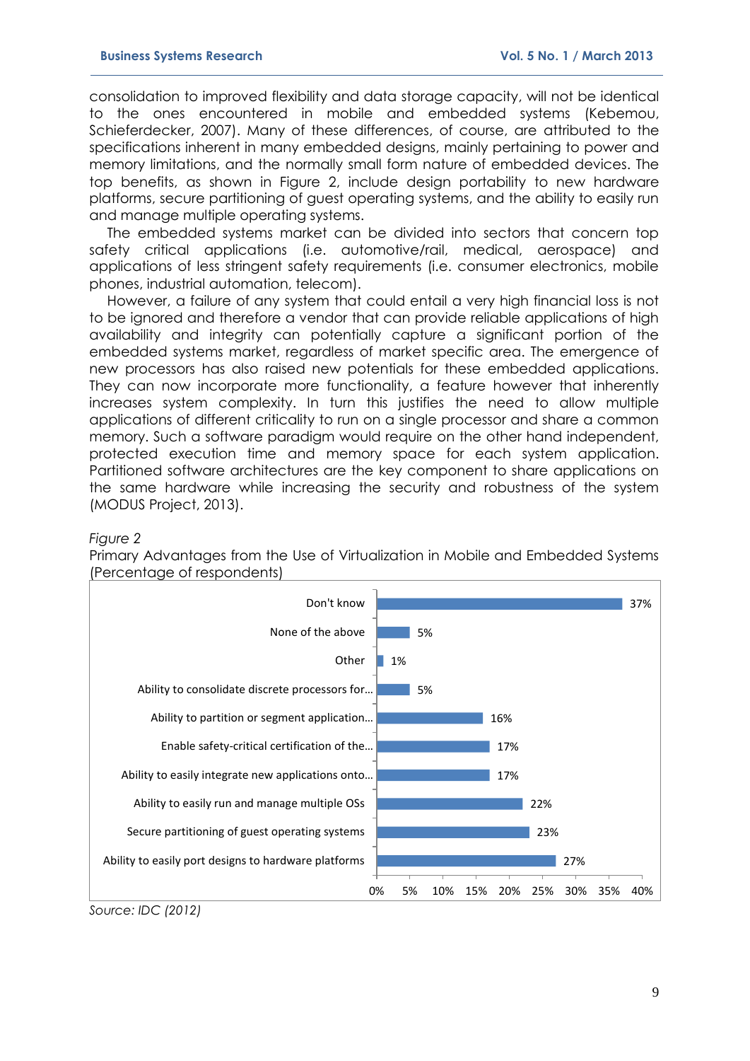consolidation to improved flexibility and data storage capacity, will not be identical to the ones encountered in mobile and embedded systems (Kebemou, Schieferdecker, 2007). Many of these differences, of course, are attributed to the specifications inherent in many embedded designs, mainly pertaining to power and memory limitations, and the normally small form nature of embedded devices. The top benefits, as shown in Figure 2, include design portability to new hardware platforms, secure partitioning of guest operating systems, and the ability to easily run and manage multiple operating systems.

The embedded systems market can be divided into sectors that concern top safety critical applications (i.e. automotive/rail, medical, aerospace) and applications of less stringent safety requirements (i.e. consumer electronics, mobile phones, industrial automation, telecom).

However, a failure of any system that could entail a very high financial loss is not to be ignored and therefore a vendor that can provide reliable applications of high availability and integrity can potentially capture a significant portion of the embedded systems market, regardless of market specific area. The emergence of new processors has also raised new potentials for these embedded applications. They can now incorporate more functionality, a feature however that inherently increases system complexity. In turn this justifies the need to allow multiple applications of different criticality to run on a single processor and share a common memory. Such a software paradigm would require on the other hand independent, protected execution time and memory space for each system application. Partitioned software architectures are the key component to share applications on the same hardware while increasing the security and robustness of the system (MODUS Project, 2013).

*Figure 2*
Primary Advantages from the Use of Virtualization in Mobile and Embedded Systems (Percentage of respondents)

| Advantage | Percentage of respondents |
|---|---|
| Don't know | 37% |
| None of the above | 5% |
| Other | 1% |
| Ability to consolidate discrete processors for… | 5% |
| Ability to partition or segment application… | 16% |
| Enable safety-critical certification of the… | 17% |
| Ability to easily integrate new applications onto… | 17% |
| Ability to easily run and manage multiple OSs | 22% |
| Secure partitioning of guest operating systems | 23% |
| Ability to easily port designs to hardware platforms | 27% |

*Source: IDC (2012)*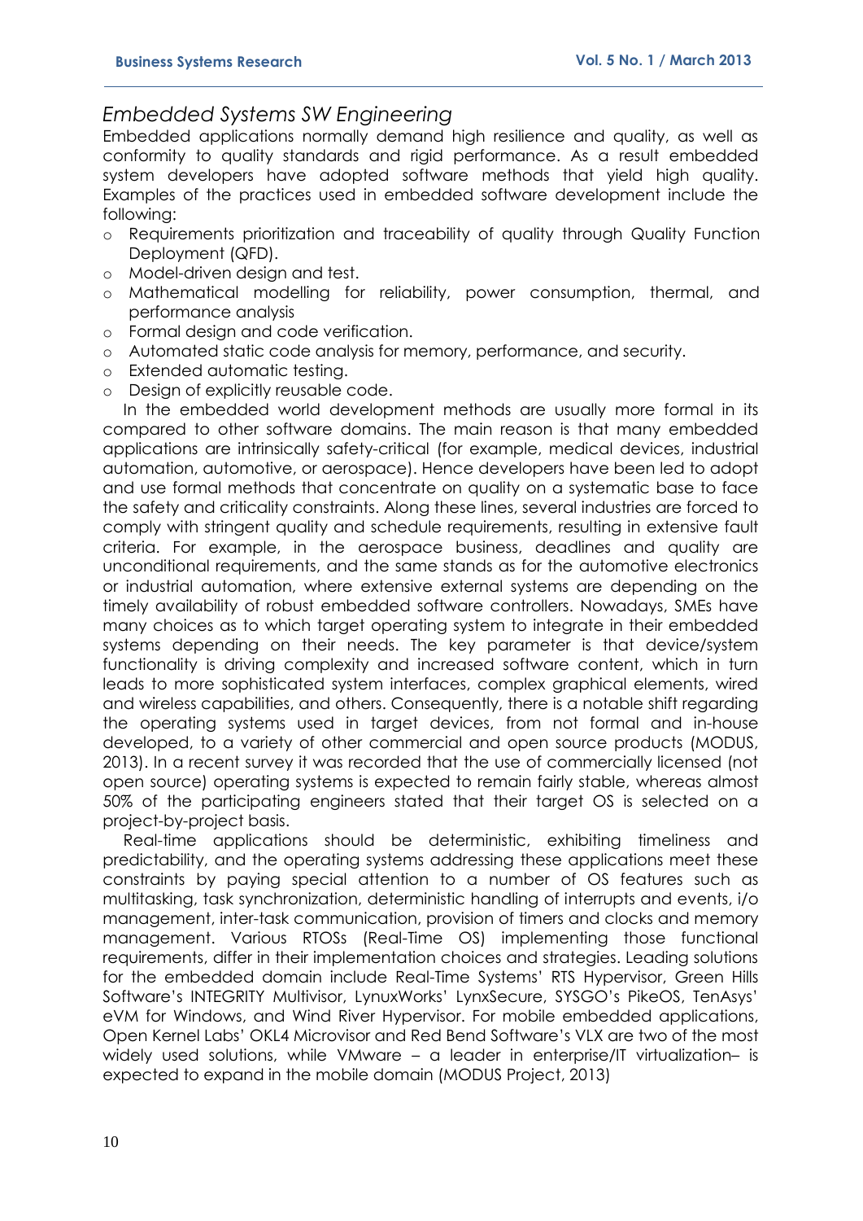## *Embedded Systems SW Engineering*

Embedded applications normally demand high resilience and quality, as well as conformity to quality standards and rigid performance. As a result embedded system developers have adopted software methods that yield high quality. Examples of the practices used in embedded software development include the following:

- Requirements prioritization and traceability of quality through Quality Function Deployment (QFD).
- Model-driven design and test.
- Mathematical modelling for reliability, power consumption, thermal, and performance analysis
- Formal design and code verification.
- Automated static code analysis for memory, performance, and security.
- Extended automatic testing.
- Design of explicitly reusable code.

In the embedded world development methods are usually more formal in its compared to other software domains. The main reason is that many embedded applications are intrinsically safety-critical (for example, medical devices, industrial automation, automotive, or aerospace). Hence developers have been led to adopt and use formal methods that concentrate on quality on a systematic base to face the safety and criticality constraints. Along these lines, several industries are forced to comply with stringent quality and schedule requirements, resulting in extensive fault criteria. For example, in the aerospace business, deadlines and quality are unconditional requirements, and the same stands as for the automotive electronics or industrial automation, where extensive external systems are depending on the timely availability of robust embedded software controllers. Nowadays, SMEs have many choices as to which target operating system to integrate in their embedded systems depending on their needs. The key parameter is that device/system functionality is driving complexity and increased software content, which in turn leads to more sophisticated system interfaces, complex graphical elements, wired and wireless capabilities, and others. Consequently, there is a notable shift regarding the operating systems used in target devices, from not formal and in-house developed, to a variety of other commercial and open source products (MODUS, 2013). In a recent survey it was recorded that the use of commercially licensed (not open source) operating systems is expected to remain fairly stable, whereas almost 50% of the participating engineers stated that their target OS is selected on a project-by-project basis.

Real-time applications should be deterministic, exhibiting timeliness and predictability, and the operating systems addressing these applications meet these constraints by paying special attention to a number of OS features such as multitasking, task synchronization, deterministic handling of interrupts and events, i/o management, inter-task communication, provision of timers and clocks and memory management. Various RTOSs (Real-Time OS) implementing those functional requirements, differ in their implementation choices and strategies. Leading solutions for the embedded domain include Real-Time Systems' RTS Hypervisor, Green Hills Software's INTEGRITY Multivisor, LynuxWorks' LynxSecure, SYSGO's PikeOS, TenAsys' eVM for Windows, and Wind River Hypervisor. For mobile embedded applications, Open Kernel Labs' OKL4 Microvisor and Red Bend Software's VLX are two of the most widely used solutions, while VMware – a leader in enterprise/IT virtualization– is expected to expand in the mobile domain (MODUS Project, 2013)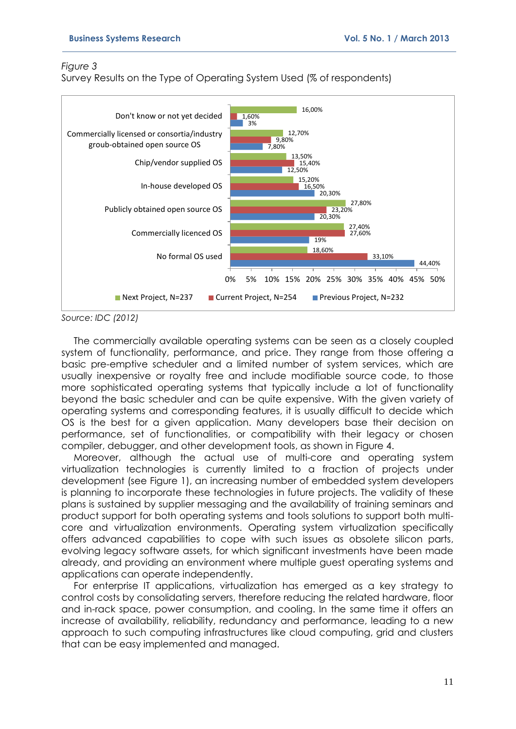*Figure 3*

Survey Results on the Type of Operating System Used (% of respondents)

| | Next Project, N=237 | Current Project, N=254 | Previous Project, N=232 |
|---|---|---|---|
| Don't know or not yet decided | 16,00% | 1,60% | 3% |
| Commercially licensed or consortia/industry groub-obtained open source OS | 12,70% | 9,80% | 7,80% |
| Chip/vendor supplied OS | 13,50% | 15,40% | 12,50% |
| In-house developed OS | 15,20% | 16,50% | 20,30% |
| Publicly obtained open source OS | 27,80% | 23,20% | 20,30% |
| Commercially licenced OS | 27,40% | 27,60% | 19% |
| No formal OS used | 18,60% | 33,10% | 44,40% |

*Source: IDC (2012)*

The commercially available operating systems can be seen as a closely coupled system of functionality, performance, and price. They range from those offering a basic pre-emptive scheduler and a limited number of system services, which are usually inexpensive or royalty free and include modifiable source code, to those more sophisticated operating systems that typically include a lot of functionality beyond the basic scheduler and can be quite expensive. With the given variety of operating systems and corresponding features, it is usually difficult to decide which OS is the best for a given application. Many developers base their decision on performance, set of functionalities, or compatibility with their legacy or chosen compiler, debugger, and other development tools, as shown in Figure 4.

Moreover, although the actual use of multi-core and operating system virtualization technologies is currently limited to a fraction of projects under development (see Figure 1), an increasing number of embedded system developers is planning to incorporate these technologies in future projects. The validity of these plans is sustained by supplier messaging and the availability of training seminars and product support for both operating systems and tools solutions to support both multi-core and virtualization environments. Operating system virtualization specifically offers advanced capabilities to cope with such issues as obsolete silicon parts, evolving legacy software assets, for which significant investments have been made already, and providing an environment where multiple guest operating systems and applications can operate independently.

For enterprise IT applications, virtualization has emerged as a key strategy to control costs by consolidating servers, therefore reducing the related hardware, floor and in-rack space, power consumption, and cooling. In the same time it offers an increase of availability, reliability, redundancy and performance, leading to a new approach to such computing infrastructures like cloud computing, grid and clusters that can be easy implemented and managed.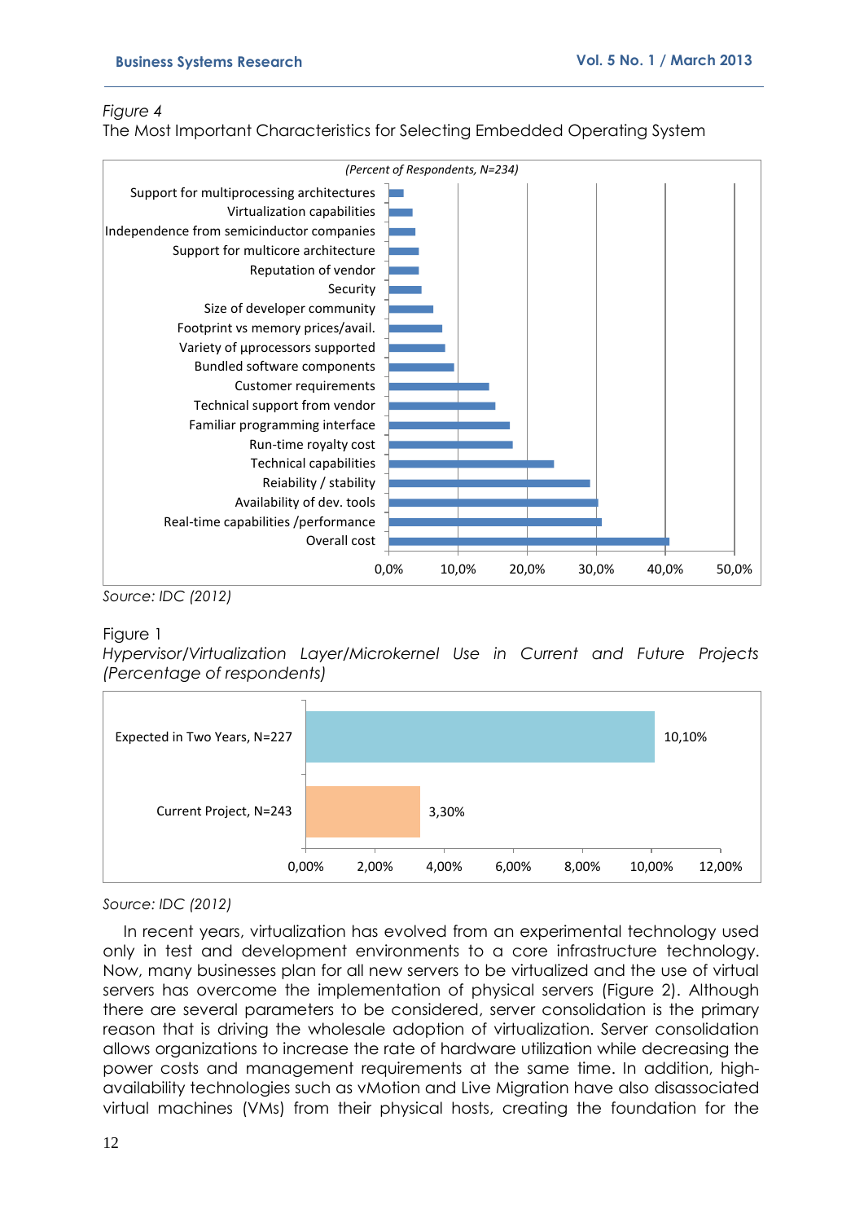*Figure 4*

The Most Important Characteristics for Selecting Embedded Operating System

*(Percent of Respondents, N=234)*

Support for multiprocessing architectures
Virtualization capabilities
Independence from semiconductor companies
Support for multicore architecture
Reputation of vendor
Security
Size of developer community
Footprint vs memory prices/avail.
Variety of µprocessors supported
Bundled software components
Customer requirements
Technical support from vendor
Familiar programming interface
Run-time royalty cost
Technical capabilities
Reiability / stability
Availability of dev. tools
Real-time capabilities /performance
Overall cost

0,0% 10,0% 20,0% 30,0% 40,0% 50,0%

*Source: IDC (2012)*

Figure 1

*Hypervisor/Virtualization Layer/Microkernel Use in Current and Future Projects (Percentage of respondents)*

| | |
|---|---|
| Expected in Two Years, N=227 | 10,10% |
| Current Project, N=243 | 3,30% |

0,00% 2,00% 4,00% 6,00% 8,00% 10,00% 12,00%

*Source: IDC (2012)*

In recent years, virtualization has evolved from an experimental technology used only in test and development environments to a core infrastructure technology. Now, many businesses plan for all new servers to be virtualized and the use of virtual servers has overcome the implementation of physical servers (Figure 2). Although there are several parameters to be considered, server consolidation is the primary reason that is driving the wholesale adoption of virtualization. Server consolidation allows organizations to increase the rate of hardware utilization while decreasing the power costs and management requirements at the same time. In addition, high-availability technologies such as vMotion and Live Migration have also disassociated virtual machines (VMs) from their physical hosts, creating the foundation for the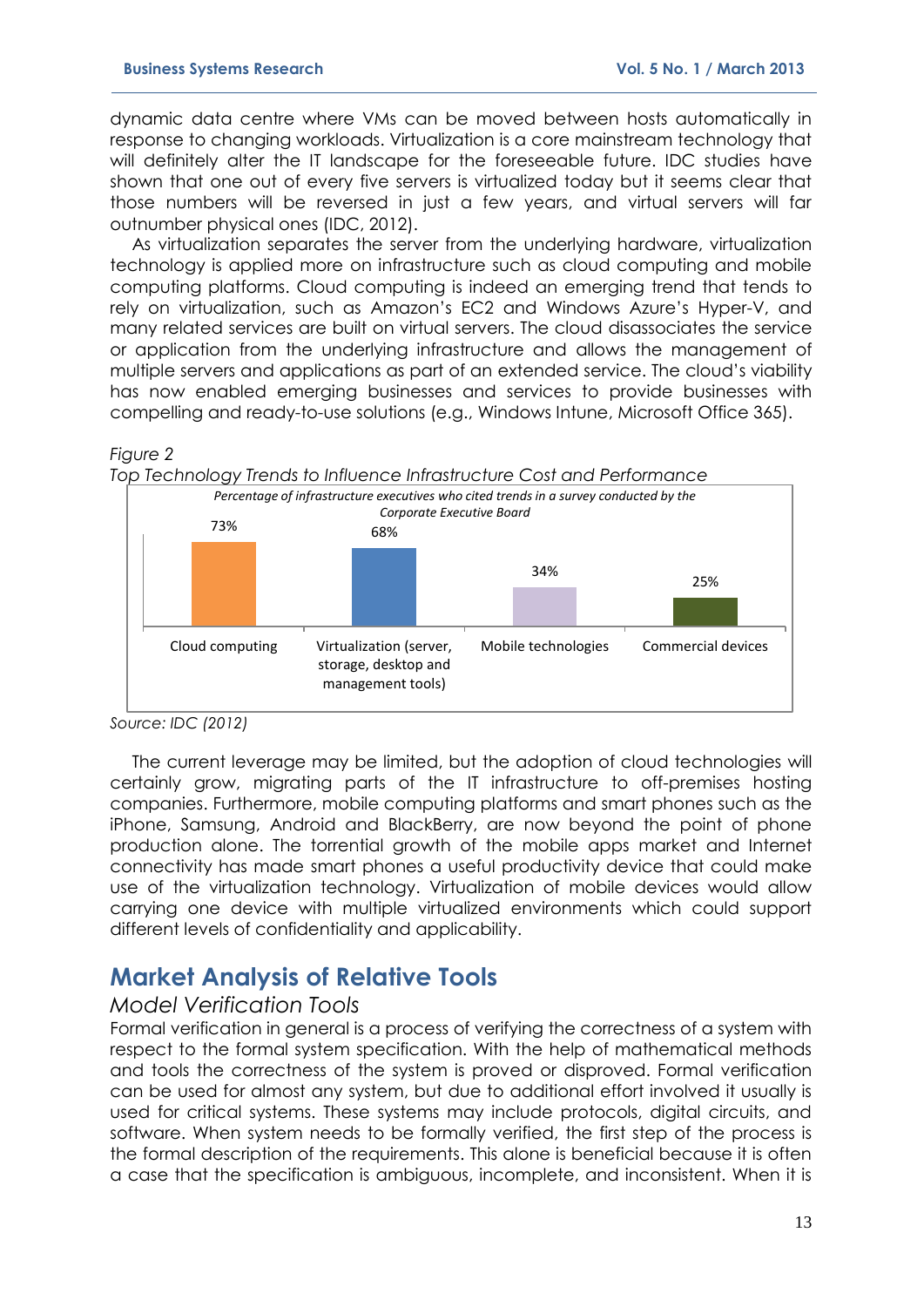dynamic data centre where VMs can be moved between hosts automatically in response to changing workloads. Virtualization is a core mainstream technology that will definitely alter the IT landscape for the foreseeable future. IDC studies have shown that one out of every five servers is virtualized today but it seems clear that those numbers will be reversed in just a few years, and virtual servers will far outnumber physical ones (IDC, 2012).

As virtualization separates the server from the underlying hardware, virtualization technology is applied more on infrastructure such as cloud computing and mobile computing platforms. Cloud computing is indeed an emerging trend that tends to rely on virtualization, such as Amazon's EC2 and Windows Azure's Hyper-V, and many related services are built on virtual servers. The cloud disassociates the service or application from the underlying infrastructure and allows the management of multiple servers and applications as part of an extended service. The cloud's viability has now enabled emerging businesses and services to provide businesses with compelling and ready-to-use solutions (e.g., Windows Intune, Microsoft Office 365).

*Figure 2*

*Top Technology Trends to Influence Infrastructure Cost and Performance*

*Percentage of infrastructure executives who cited trends in a survey conducted by the Corporate Executive Board*

| Trend | Percentage |
|---|---|
| Cloud computing | 73% |
| Virtualization (server, storage, desktop and management tools) | 68% |
| Mobile technologies | 34% |
| Commercial devices | 25% |

*Source: IDC (2012)*

The current leverage may be limited, but the adoption of cloud technologies will certainly grow, migrating parts of the IT infrastructure to off-premises hosting companies. Furthermore, mobile computing platforms and smart phones such as the iPhone, Samsung, Android and BlackBerry, are now beyond the point of phone production alone. The torrential growth of the mobile apps market and Internet connectivity has made smart phones a useful productivity device that could make use of the virtualization technology. Virtualization of mobile devices would allow carrying one device with multiple virtualized environments which could support different levels of confidentiality and applicability.

## Market Analysis of Relative Tools

### Model Verification Tools

Formal verification in general is a process of verifying the correctness of a system with respect to the formal system specification. With the help of mathematical methods and tools the correctness of the system is proved or disproved. Formal verification can be used for almost any system, but due to additional effort involved it usually is used for critical systems. These systems may include protocols, digital circuits, and software. When system needs to be formally verified, the first step of the process is the formal description of the requirements. This alone is beneficial because it is often a case that the specification is ambiguous, incomplete, and inconsistent. When it is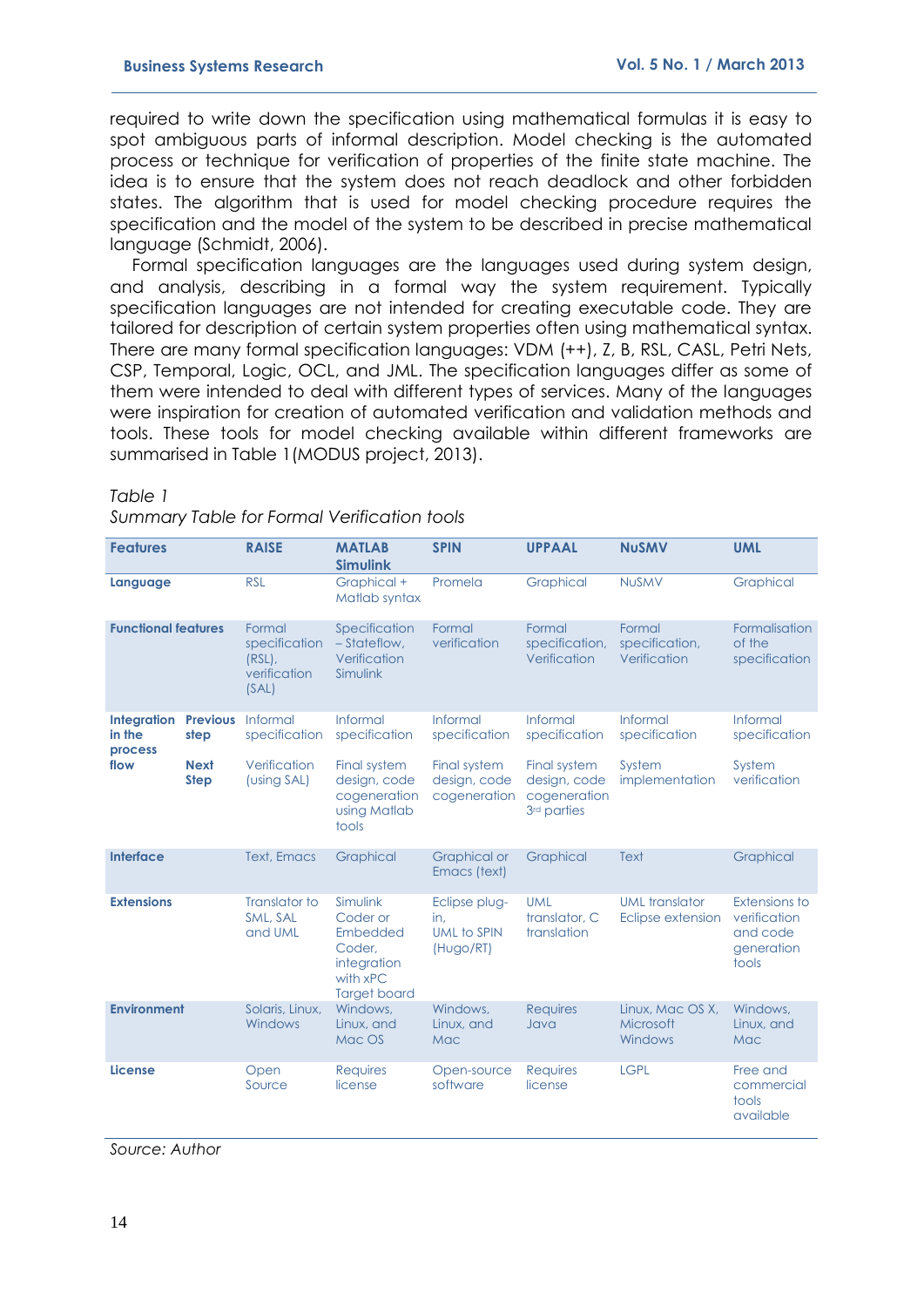required to write down the specification using mathematical formulas it is easy to spot ambiguous parts of informal description. Model checking is the automated process or technique for verification of properties of the finite state machine. The idea is to ensure that the system does not reach deadlock and other forbidden states. The algorithm that is used for model checking procedure requires the specification and the model of the system to be described in precise mathematical language (Schmidt, 2006).

Formal specification languages are the languages used during system design, and analysis, describing in a formal way the system requirement. Typically specification languages are not intended for creating executable code. They are tailored for description of certain system properties often using mathematical syntax. There are many formal specification languages: VDM (++), Z, B, RSL, CASL, Petri Nets, CSP, Temporal, Logic, OCL, and JML. The specification languages differ as some of them were intended to deal with different types of services. Many of the languages were inspiration for creation of automated verification and validation methods and tools. These tools for model checking available within different frameworks are summarised in Table 1(MODUS project, 2013).

*Table 1*

*Summary Table for Formal Verification tools*

| **Features** | | **RAISE** | **MATLAB Simulink** | **SPIN** | **UPPAAL** | **NuSMV** | **UML** |
|---|---|---|---|---|---|---|---|
| **Language** | | RSL | Graphical + Matlab syntax | Promela | Graphical | NuSMV | Graphical |
| **Functional features** | | Formal specification (RSL), verification (SAL) | Specification – Stateflow, Verification Simulink | Formal verification | Formal specification, Verification | Formal specification, Verification | Formalisation of the specification |
| **Integration in the process flow** | **Previous step** | Informal specification | Informal specification | Informal specification | Informal specification | Informal specification | Informal specification |
| | **Next Step** | Verification (using SAL) | Final system design, code cogeneration using Matlab tools | Final system design, code cogeneration | Final system design, code cogeneration 3rd parties | System implementation | System verification |
| **Interface** | | Text, Emacs | Graphical | Graphical or Emacs (text) | Graphical | Text | Graphical |
| **Extensions** | | Translator to SML, SAL and UML | Simulink Coder or Embedded Coder, integration with xPC Target board | Eclipse plug-in, UML to SPIN (Hugo/RT) | UML translator, C translation | UML translator Eclipse extension | Extensions to verification and code generation tools |
| **Environment** | | Solaris, Linux, Windows | Windows, Linux, and Mac OS | Windows, Linux, and Mac | Requires Java | Linux, Mac OS X, Microsoft Windows | Windows, Linux, and Mac |
| **License** | | Open Source | Requires license | Open-source software | Requires license | LGPL | Free and commercial tools available |

*Source: Author*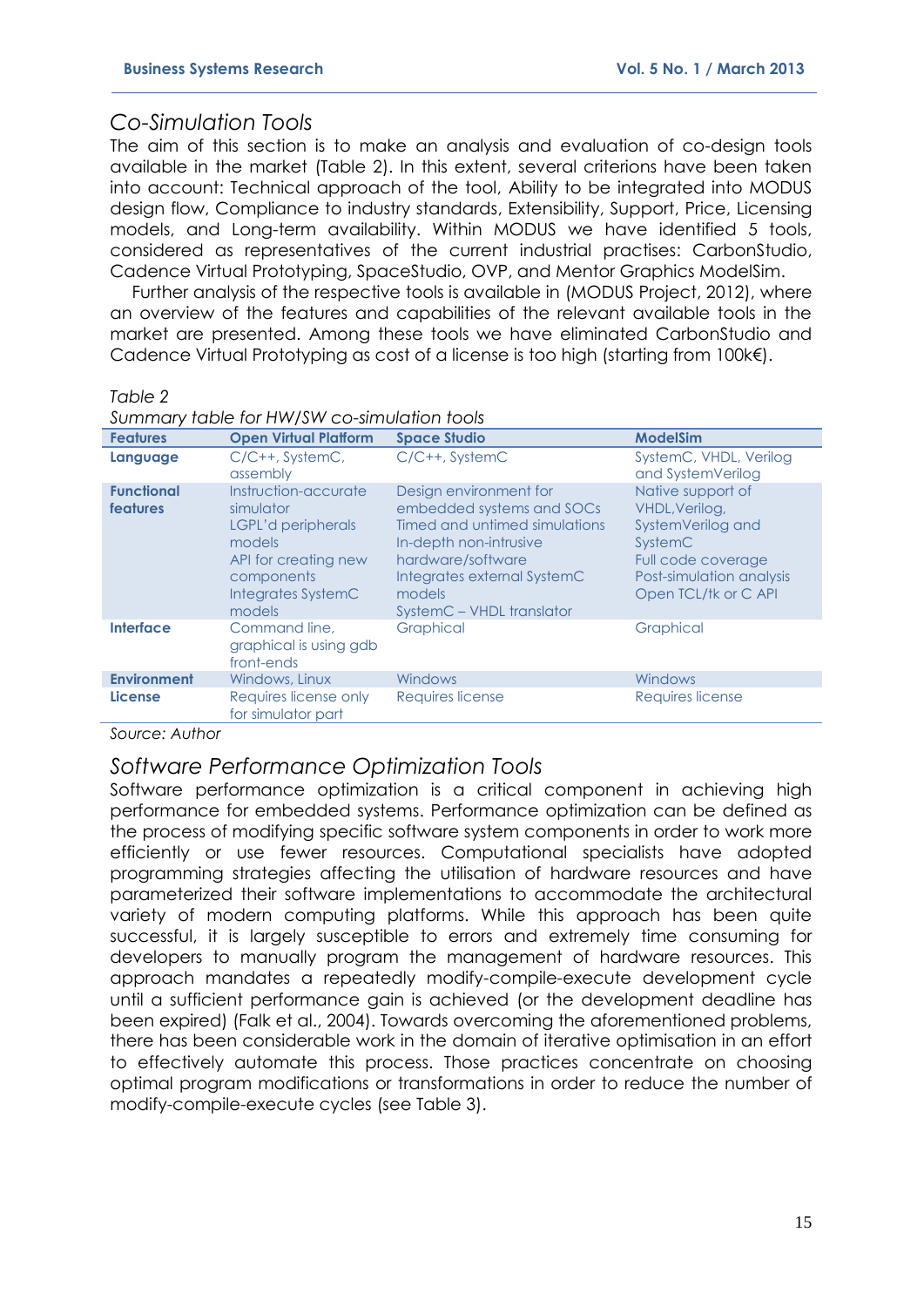## Co-Simulation Tools

The aim of this section is to make an analysis and evaluation of co-design tools available in the market (Table 2). In this extent, several criterions have been taken into account: Technical approach of the tool, Ability to be integrated into MODUS design flow, Compliance to industry standards, Extensibility, Support, Price, Licensing models, and Long-term availability. Within MODUS we have identified 5 tools, considered as representatives of the current industrial practises: CarbonStudio, Cadence Virtual Prototyping, SpaceStudio, OVP, and Mentor Graphics ModelSim.

Further analysis of the respective tools is available in (MODUS Project, 2012), where an overview of the features and capabilities of the relevant available tools in the market are presented. Among these tools we have eliminated CarbonStudio and Cadence Virtual Prototyping as cost of a license is too high (starting from 100k€).

*Table 2*

*Summary table for HW/SW co-simulation tools*

| Features | Open Virtual Platform | Space Studio | ModelSim |
|---|---|---|---|
| **Language** | C/C++, SystemC, assembly | C/C++, SystemC | SystemC, VHDL, Verilog and SystemVerilog |
| **Functional features** | Instruction-accurate simulator<br>LGPL'd peripherals models<br>API for creating new components<br>Integrates SystemC models | Design environment for embedded systems and SOCs<br>Timed and untimed simulations<br>In-depth non-intrusive hardware/software<br>Integrates external SystemC models<br>SystemC – VHDL translator | Native support of VHDL,Verilog, SystemVerilog and SystemC<br>Full code coverage<br>Post-simulation analysis<br>Open TCL/tk or C API |
| **Interface** | Command line, graphical is using gdb front-ends | Graphical | Graphical |
| **Environment** | Windows, Linux | Windows | Windows |
| **License** | Requires license only for simulator part | Requires license | Requires license |

*Source: Author*

## Software Performance Optimization Tools

Software performance optimization is a critical component in achieving high performance for embedded systems. Performance optimization can be defined as the process of modifying specific software system components in order to work more efficiently or use fewer resources. Computational specialists have adopted programming strategies affecting the utilisation of hardware resources and have parameterized their software implementations to accommodate the architectural variety of modern computing platforms. While this approach has been quite successful, it is largely susceptible to errors and extremely time consuming for developers to manually program the management of hardware resources. This approach mandates a repeatedly modify-compile-execute development cycle until a sufficient performance gain is achieved (or the development deadline has been expired) (Falk et al., 2004). Towards overcoming the aforementioned problems, there has been considerable work in the domain of iterative optimisation in an effort to effectively automate this process. Those practices concentrate on choosing optimal program modifications or transformations in order to reduce the number of modify-compile-execute cycles (see Table 3).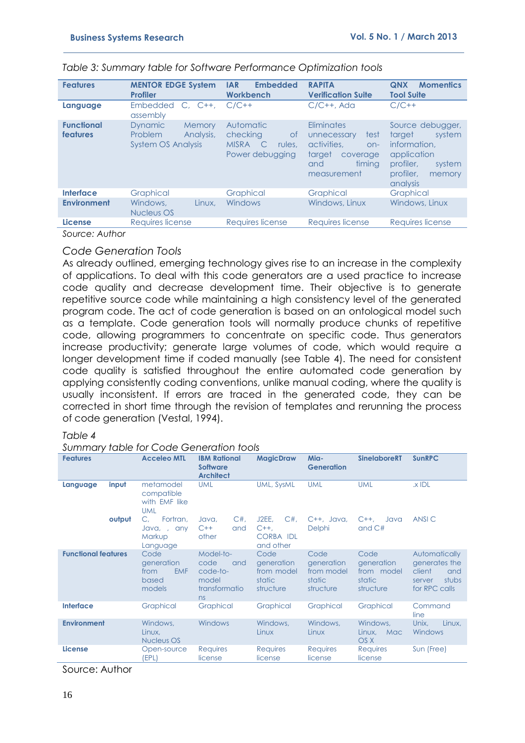*Table 3: Summary table for Software Performance Optimization tools*

| Features | MENTOR EDGE System Profiler | IAR Embedded Workbench | RAPITA Verification Suite | QNX Momentics Tool Suite |
|---|---|---|---|---|
| **Language** | Embedded C, C++, assembly | C/C++ | C/C++, Ada | C/C++ |
| **Functional features** | Dynamic Memory Problem Analysis, System OS Analysis | Automatic checking of MISRA C rules, Power debugging | Eliminates unnecessary test activities, on-target coverage and timing measurement | Source debugger, target system information, application profiler, system profiler, memory analysis |
| **Interface** | Graphical | Graphical | Graphical | Graphical |
| **Environment** | Windows, Linux, Nucleus OS | Windows | Windows, Linux | Windows, Linux |
| **License** | Requires license | Requires license | Requires license | Requires license |

*Source: Author*

*Code Generation Tools*

As already outlined, emerging technology gives rise to an increase in the complexity of applications. To deal with this code generators are a used practice to increase code quality and decrease development time. Their objective is to generate repetitive source code while maintaining a high consistency level of the generated program code. The act of code generation is based on an ontological model such as a template. Code generation tools will normally produce chunks of repetitive code, allowing programmers to concentrate on specific code. Thus generators increase productivity; generate large volumes of code, which would require a longer development time if coded manually (see Table 4). The need for consistent code quality is satisfied throughout the entire automated code generation by applying consistently coding conventions, unlike manual coding, where the quality is usually inconsistent. If errors are traced in the generated code, they can be corrected in short time through the revision of templates and rerunning the process of code generation (Vestal, 1994).

*Table 4*

*Summary table for Code Generation tools*

| Features | | Acceleo MTL | IBM Rational Software Architect | MagicDraw | Mia-Generation | SinelaboreRT | SunRPC |
|---|---|---|---|---|---|---|---|
| **Language** | **input** | metamodel compatible with EMF like UML | UML | UML, SysML | UML | UML | .x IDL |
| | **output** | C, Fortran, Java, , any Markup Language | Java, C#, C++ and other | J2EE, C#, C++, CORBA IDL and other | C++, Java, Delphi | C++, Java and C# | ANSI C |
| **Functional features** | | Code generation from EMF based models | Model-to-code and code-to-model transformations | Code generation from model static structure | Code generation from model static structure | Code generation from model static structure | Automatically generates the client and server stubs for RPC calls |
| **Interface** | | Graphical | Graphical | Graphical | Graphical | Graphical | Command line |
| **Environment** | | Windows, Linux, Nucleus OS | Windows | Windows, Linux | Windows, Linux | Windows, Linux, Mac OS X | Unix, Linux, Windows |
| **License** | | Open-source (EPL) | Requires license | Requires license | Requires license | Requires license | Sun (Free) |

Source: Author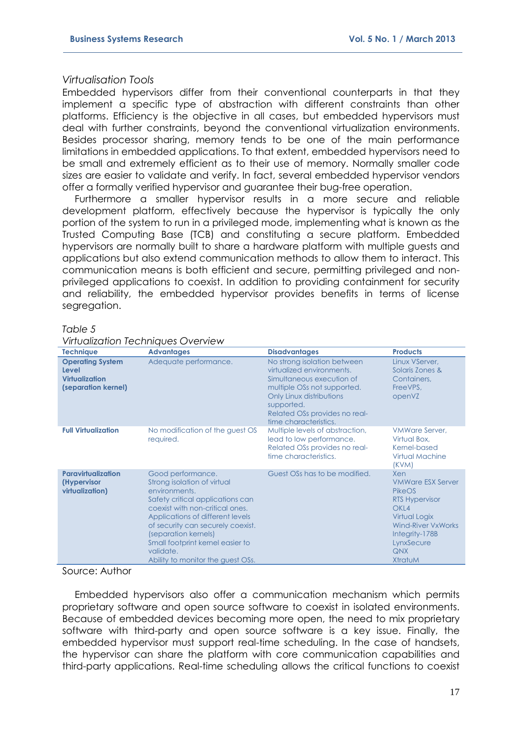*Virtualisation Tools*

Embedded hypervisors differ from their conventional counterparts in that they implement a specific type of abstraction with different constraints than other platforms. Efficiency is the objective in all cases, but embedded hypervisors must deal with further constraints, beyond the conventional virtualization environments. Besides processor sharing, memory tends to be one of the main performance limitations in embedded applications. To that extent, embedded hypervisors need to be small and extremely efficient as to their use of memory. Normally smaller code sizes are easier to validate and verify. In fact, several embedded hypervisor vendors offer a formally verified hypervisor and guarantee their bug-free operation.

Furthermore a smaller hypervisor results in a more secure and reliable development platform, effectively because the hypervisor is typically the only portion of the system to run in a privileged mode, implementing what is known as the Trusted Computing Base (TCB) and constituting a secure platform. Embedded hypervisors are normally built to share a hardware platform with multiple guests and applications but also extend communication methods to allow them to interact. This communication means is both efficient and secure, permitting privileged and non-privileged applications to coexist. In addition to providing containment for security and reliability, the embedded hypervisor provides benefits in terms of license segregation.

*Table 5*
*Virtualization Techniques Overview*

| Technique | Advantages | Disadvantages | Products |
|---|---|---|---|
| **Operating System Level Virtualization (separation kernel)** | Adequate performance. | No strong isolation between virtualized environments. Simultaneous execution of multiple OSs not supported. Only Linux distributions supported. Related OSs provides no real-time characteristics. | Linux VServer, Solaris Zones & Containers, FreeVPS, openVZ |
| **Full Virtualization** | No modification of the guest OS required. | Multiple levels of abstraction, lead to low performance. Related OSs provides no real-time characteristics. | VMWare Server, Virtual Box, Kernel-based Virtual Machine (KVM) |
| **Paravirtualization (Hypervisor virtualization)** | Good performance. Strong isolation of virtual environments. Safety critical applications can coexist with non-critical ones. Applications of different levels of security can securely coexist. (separation kernels) Small footprint kernel easier to validate. Ability to monitor the guest OSs. | Guest OSs has to be modified. | Xen VMWare ESX Server PikeOS RTS Hypervisor OKL4 Virtual Logix Wind-River VxWorks Integrity-178B LynxSecure QNX XtratuM |

Source: Author

Embedded hypervisors also offer a communication mechanism which permits proprietary software and open source software to coexist in isolated environments. Because of embedded devices becoming more open, the need to mix proprietary software with third-party and open source software is a key issue. Finally, the embedded hypervisor must support real-time scheduling. In the case of handsets, the hypervisor can share the platform with core communication capabilities and third-party applications. Real-time scheduling allows the critical functions to coexist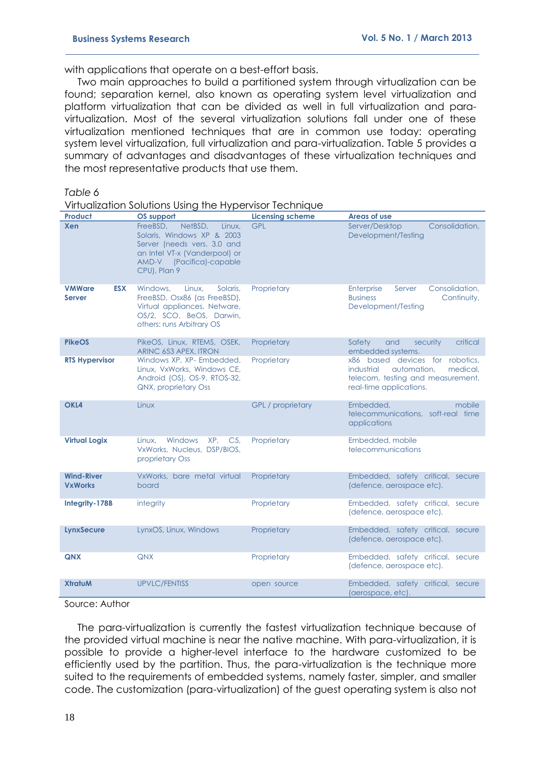with applications that operate on a best-effort basis.

Two main approaches to build a partitioned system through virtualization can be found; separation kernel, also known as operating system level virtualization and platform virtualization that can be divided as well in full virtualization and para-virtualization. Most of the several virtualization solutions fall under one of these virtualization mentioned techniques that are in common use today: operating system level virtualization, full virtualization and para-virtualization. Table 5 provides a summary of advantages and disadvantages of these virtualization techniques and the most representative products that use them.

*Table 6*

Virtualization Solutions Using the Hypervisor Technique

| Product | OS support | Licensing scheme | Areas of use |
|---|---|---|---|
| **Xen** | FreeBSD, NetBSD, Linux, Solaris, Windows XP & 2003 Server (needs vers. 3.0 and an Intel VT-x (Vanderpool) or AMD-V (Pacifica)-capable CPU), Plan 9 | GPL | Server/Desktop Consolidation, Development/Testing |
| **VMWare ESX Server** | Windows, Linux, Solaris, FreeBSD, Osx86 (as FreeBSD), Virtual appliances, Netware, OS/2, SCO, BeOS, Darwin, others: runs Arbitrary OS | Proprietary | Enterprise Server Consolidation, Business Continuity, Development/Testing |
| **PikeOS** | PikeOS, Linux, RTEMS, OSEK, ARINC 653 APEX, ITRON | Proprietary | Safety and security critical embedded systems. |
| **RTS Hypervisor** | Windows XP, XP- Embedded, Linux, VxWorks, Windows CE, Android (OS), OS-9, RTOS-32, QNX, proprietary Oss | Proprietary | x86 based devices for robotics, industrial automation, medical, telecom, testing and measurement, real-time applications. |
| **OKL4** | Linux | GPL / proprietary | Embedded, mobile telecommunications, soft-real time applications |
| **Virtual Logix** | Linux, Windows XP, C5, VxWorks, Nucleus, DSP/BIOS, proprietary Oss | Proprietary | Embedded, mobile telecommunications |
| **Wind-River VxWorks** | VxWorks, bare metal virtual board | Proprietary | Embedded, safety critical, secure (defence, aerospace etc). |
| **Integrity-178B** | integrity | Proprietary | Embedded, safety critical, secure (defence, aerospace etc). |
| **LynxSecure** | LynxOS, Linux, Windows | Proprietary | Embedded, safety critical, secure (defence, aerospace etc). |
| **QNX** | QNX | Proprietary | Embedded, safety critical, secure (defence, aerospace etc). |
| **XtratuM** | UPVLC/FENTISS | open source | Embedded, safety critical, secure (aerospace, etc). |

Source: Author

The para-virtualization is currently the fastest virtualization technique because of the provided virtual machine is near the native machine. With para-virtualization, it is possible to provide a higher-level interface to the hardware customized to be efficiently used by the partition. Thus, the para-virtualization is the technique more suited to the requirements of embedded systems, namely faster, simpler, and smaller code. The customization (para-virtualization) of the guest operating system is also not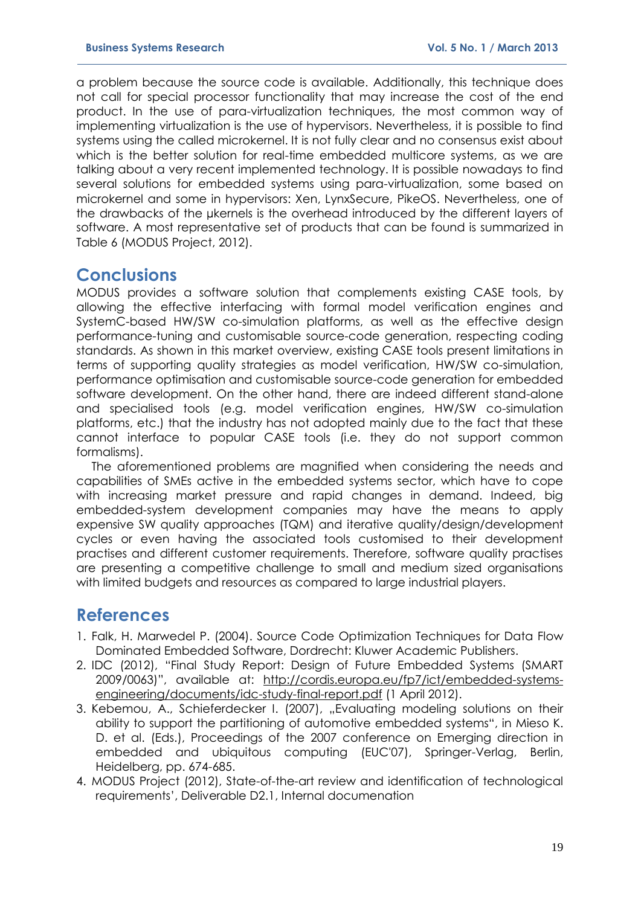a problem because the source code is available. Additionally, this technique does not call for special processor functionality that may increase the cost of the end product. In the use of para-virtualization techniques, the most common way of implementing virtualization is the use of hypervisors. Nevertheless, it is possible to find systems using the called microkernel. It is not fully clear and no consensus exist about which is the better solution for real-time embedded multicore systems, as we are talking about a very recent implemented technology. It is possible nowadays to find several solutions for embedded systems using para-virtualization, some based on microkernel and some in hypervisors: Xen, LynxSecure, PikeOS. Nevertheless, one of the drawbacks of the μkernels is the overhead introduced by the different layers of software. A most representative set of products that can be found is summarized in Table 6 (MODUS Project, 2012).

## Conclusions

MODUS provides a software solution that complements existing CASE tools, by allowing the effective interfacing with formal model verification engines and SystemC-based HW/SW co-simulation platforms, as well as the effective design performance-tuning and customisable source-code generation, respecting coding standards. As shown in this market overview, existing CASE tools present limitations in terms of supporting quality strategies as model verification, HW/SW co-simulation, performance optimisation and customisable source-code generation for embedded software development. On the other hand, there are indeed different stand-alone and specialised tools (e.g. model verification engines, HW/SW co-simulation platforms, etc.) that the industry has not adopted mainly due to the fact that these cannot interface to popular CASE tools (i.e. they do not support common formalisms).

The aforementioned problems are magnified when considering the needs and capabilities of SMEs active in the embedded systems sector, which have to cope with increasing market pressure and rapid changes in demand. Indeed, big embedded-system development companies may have the means to apply expensive SW quality approaches (TQM) and iterative quality/design/development cycles or even having the associated tools customised to their development practises and different customer requirements. Therefore, software quality practises are presenting a competitive challenge to small and medium sized organisations with limited budgets and resources as compared to large industrial players.

## References

1. Falk, H. Marwedel P. (2004). Source Code Optimization Techniques for Data Flow Dominated Embedded Software, Dordrecht: Kluwer Academic Publishers.
2. IDC (2012), "Final Study Report: Design of Future Embedded Systems (SMART 2009/0063)", available at: http://cordis.europa.eu/fp7/ict/embedded-systems-engineering/documents/idc-study-final-report.pdf (1 April 2012).
3. Kebemou, A., Schieferdecker I. (2007), „Evaluating modeling solutions on their ability to support the partitioning of automotive embedded systems", in Mieso K. D. et al. (Eds.), Proceedings of the 2007 conference on Emerging direction in embedded and ubiquitous computing (EUC'07), Springer-Verlag, Berlin, Heidelberg, pp. 674-685.
4. MODUS Project (2012), State-of-the-art review and identification of technological requirements', Deliverable D2.1, Internal documenation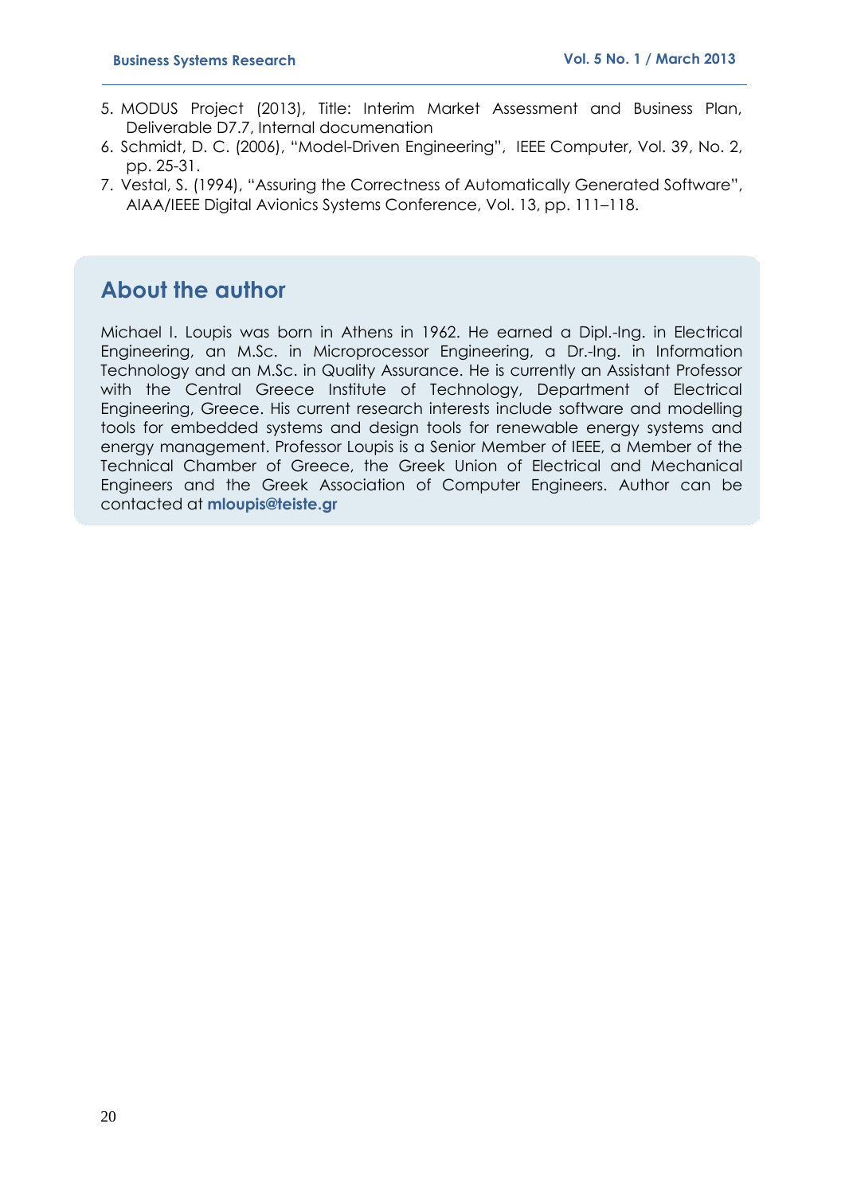5. MODUS Project (2013), Title: Interim Market Assessment and Business Plan, Deliverable D7.7, Internal documenation
6. Schmidt, D. C. (2006), "Model-Driven Engineering", IEEE Computer, Vol. 39, No. 2, pp. 25-31.
7. Vestal, S. (1994), "Assuring the Correctness of Automatically Generated Software", AIAA/IEEE Digital Avionics Systems Conference, Vol. 13, pp. 111–118.

## About the author

Michael I. Loupis was born in Athens in 1962. He earned a Dipl.-Ing. in Electrical Engineering, an M.Sc. in Microprocessor Engineering, a Dr.-Ing. in Information Technology and an M.Sc. in Quality Assurance. He is currently an Assistant Professor with the Central Greece Institute of Technology, Department of Electrical Engineering, Greece. His current research interests include software and modelling tools for embedded systems and design tools for renewable energy systems and energy management. Professor Loupis is a Senior Member of IEEE, a Member of the Technical Chamber of Greece, the Greek Union of Electrical and Mechanical Engineers and the Greek Association of Computer Engineers. Author can be contacted at **mloupis@teiste.gr**